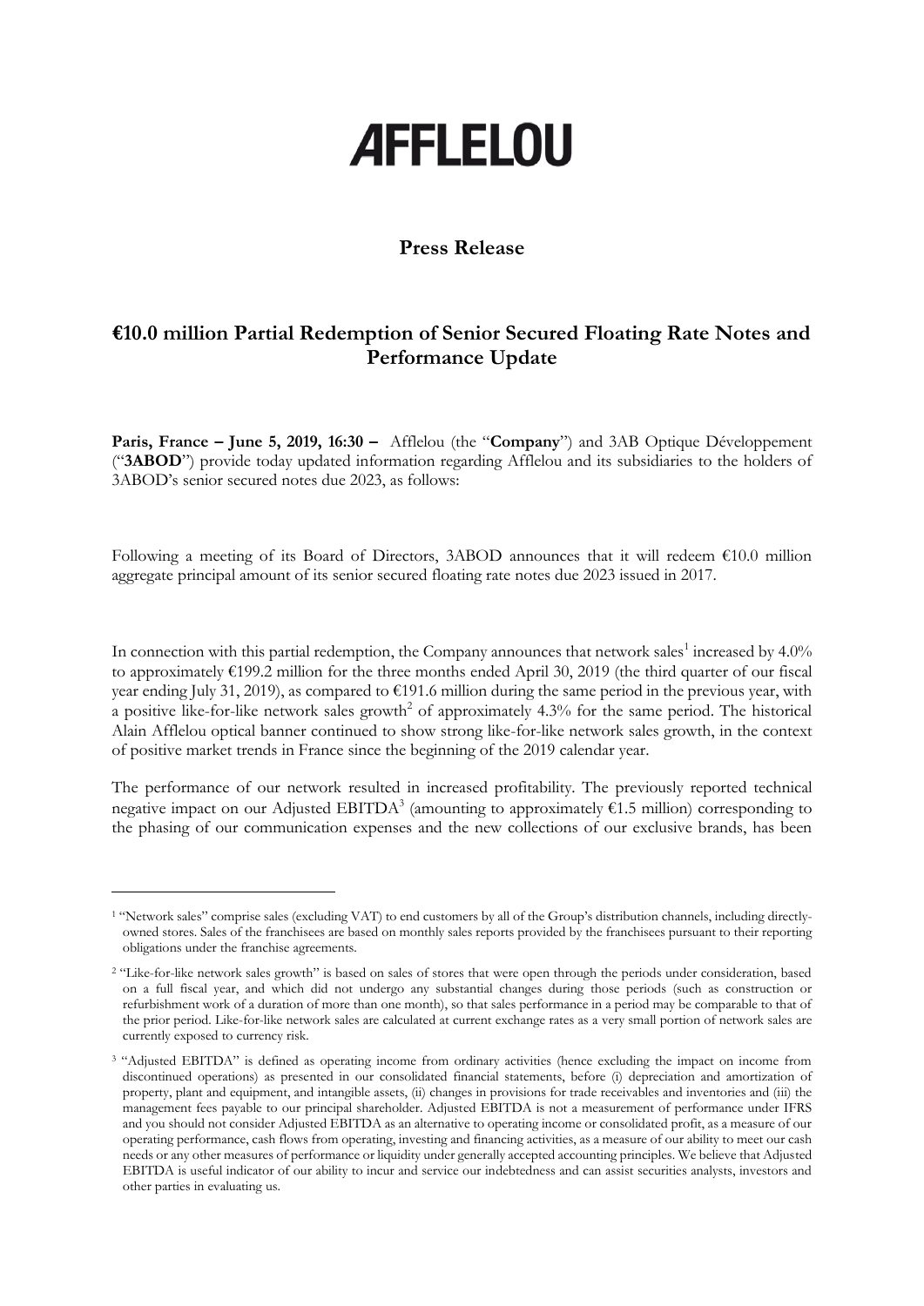# AFFLELOU

## Press Release

## €10.0 million Partial Redemption of Senior Secured Floating Rate Notes and Performance Update

**Paris, France – June 5, 2019, 16:30 –** Afflelou (the "**Company**") and 3AB Optique Développement ("**3ABOD**") provide today updated information regarding Afflelou and its subsidiaries to the holders of 3ABOD's senior secured notes due 2023, as follows:

Following a meeting of its Board of Directors, 3ABOD announces that it will redeem €10.0 million aggregate principal amount of its senior secured floating rate notes due 2023 issued in 2017.

In connection with this partial redemption, the Company announces that network sales[1] increased by 4.0% to approximately €199.2 million for the three months ended April 30, 2019 (the third quarter of our fiscal year ending July 31, 2019), as compared to €191.6 million during the same period in the previous year, with a positive like-for-like network sales growth[2] of approximately 4.3% for the same period. The historical Alain Afflelou optical banner continued to show strong like-for-like network sales growth, in the context of positive market trends in France since the beginning of the 2019 calendar year.

The performance of our network resulted in increased profitability. The previously reported technical negative impact on our Adjusted EBITDA[3] (amounting to approximately €1.5 million) corresponding to the phasing of our communication expenses and the new collections of our exclusive brands, has been

---

[1] "Network sales" comprise sales (excluding VAT) to end customers by all of the Group's distribution channels, including directly-owned stores. Sales of the franchisees are based on monthly sales reports provided by the franchisees pursuant to their reporting obligations under the franchise agreements.

[2] "Like-for-like network sales growth" is based on sales of stores that were open through the periods under consideration, based on a full fiscal year, and which did not undergo any substantial changes during those periods (such as construction or refurbishment work of a duration of more than one month), so that sales performance in a period may be comparable to that of the prior period. Like-for-like network sales are calculated at current exchange rates as a very small portion of network sales are currently exposed to currency risk.

[3] "Adjusted EBITDA" is defined as operating income from ordinary activities (hence excluding the impact on income from discontinued operations) as presented in our consolidated financial statements, before (i) depreciation and amortization of property, plant and equipment, and intangible assets, (ii) changes in provisions for trade receivables and inventories and (iii) the management fees payable to our principal shareholder. Adjusted EBITDA is not a measurement of performance under IFRS and you should not consider Adjusted EBITDA as an alternative to operating income or consolidated profit, as a measure of our operating performance, cash flows from operating, investing and financing activities, as a measure of our ability to meet our cash needs or any other measures of performance or liquidity under generally accepted accounting principles. We believe that Adjusted EBITDA is useful indicator of our ability to incur and service our indebtedness and can assist securities analysts, investors and other parties in evaluating us.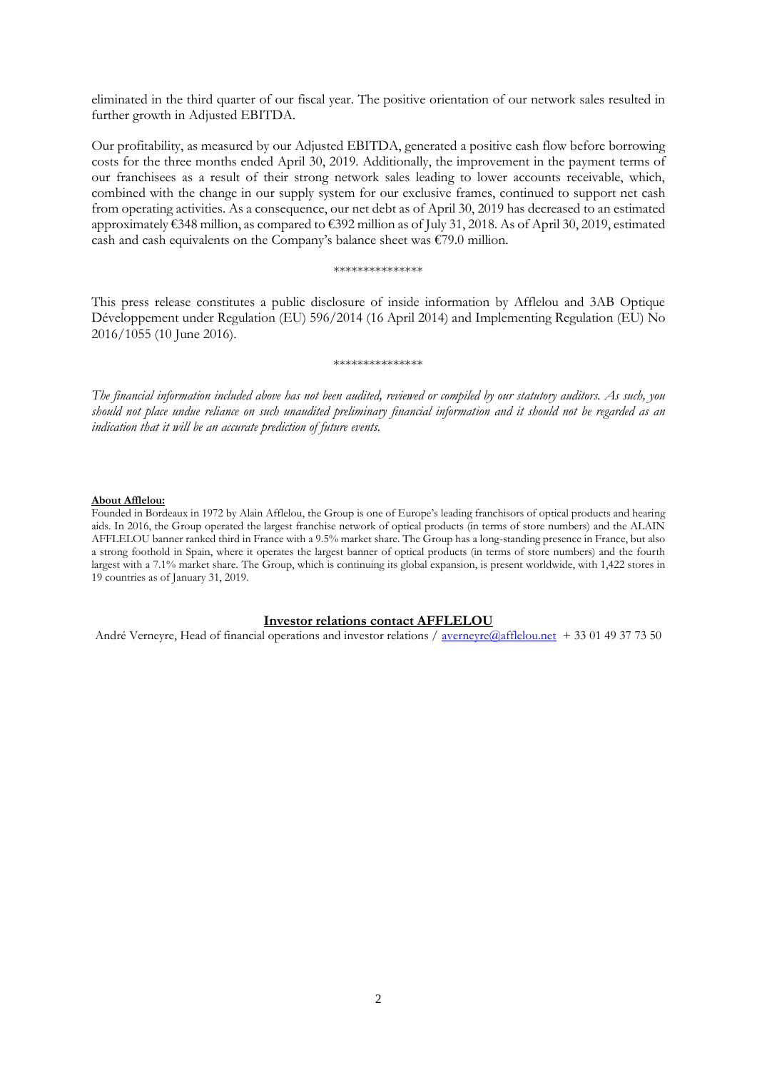eliminated in the third quarter of our fiscal year. The positive orientation of our network sales resulted in further growth in Adjusted EBITDA.

Our profitability, as measured by our Adjusted EBITDA, generated a positive cash flow before borrowing costs for the three months ended April 30, 2019. Additionally, the improvement in the payment terms of our franchisees as a result of their strong network sales leading to lower accounts receivable, which, combined with the change in our supply system for our exclusive frames, continued to support net cash from operating activities. As a consequence, our net debt as of April 30, 2019 has decreased to an estimated approximately €348 million, as compared to €392 million as of July 31, 2018. As of April 30, 2019, estimated cash and cash equivalents on the Company's balance sheet was €79.0 million.

***************

This press release constitutes a public disclosure of inside information by Afflelou and 3AB Optique Développement under Regulation (EU) 596/2014 (16 April 2014) and Implementing Regulation (EU) No 2016/1055 (10 June 2016).

***************

*The financial information included above has not been audited, reviewed or compiled by our statutory auditors. As such, you should not place undue reliance on such unaudited preliminary financial information and it should not be regarded as an indication that it will be an accurate prediction of future events.*

**About Afflelou:**

Founded in Bordeaux in 1972 by Alain Afflelou, the Group is one of Europe's leading franchisors of optical products and hearing aids. In 2016, the Group operated the largest franchise network of optical products (in terms of store numbers) and the ALAIN AFFLELOU banner ranked third in France with a 9.5% market share. The Group has a long-standing presence in France, but also a strong foothold in Spain, where it operates the largest banner of optical products (in terms of store numbers) and the fourth largest with a 7.1% market share. The Group, which is continuing its global expansion, is present worldwide, with 1,422 stores in 19 countries as of January 31, 2019.

**Investor relations contact AFFLELOU**

André Verneyre, Head of financial operations and investor relations / averneyre@afflelou.net + 33 01 49 37 73 50